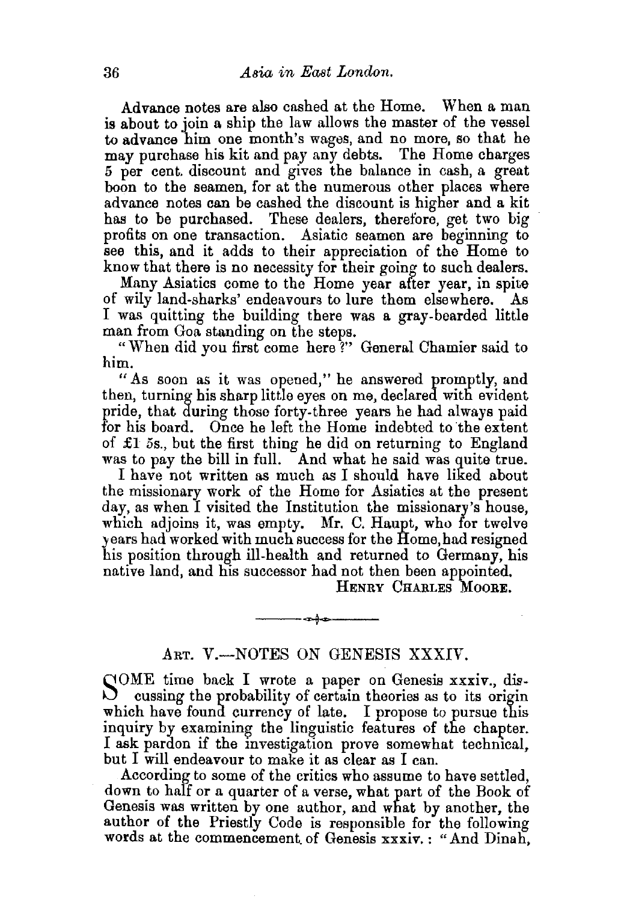Advance notes are also cashed at the Home. When a man is about to join a ship the law allows the master of the vessel to advance him one month's wages, and no more, so that he may purchase his kit and pay any debts. The Home charges 5 per cent. discount and gives the balance in cash, a great boon to the seamen, for at the numerous other places where advance notes can be cashed the discount is higher and a kit has to be purchased. These dealers, therefore, get two big profits on one transaction. Asiatic seamen are beginning to see this, and it adds to their appreciation of the Home to know that there is no necessity for their going to such dealers.

Many Asiatics come to the Home year after year, in spite of wily land-sharks' endeavours to lure them elsewhere. As I was quitting the building there was a gray-bearded little man from Goa standing on the steps.

"When did you first come here?" General Chamier said to him.

"As soon as it was opened," he answered promptly, and then, turning his sharp little eyes on me, declared with evident pride, that during those forty-three years he had always paid for his board. Once he left the Home indebted to the extent of £1 5s., but the first thing he did on returning to England was to pay the bill in full. And what he said was quite true.

I have not written as much as I should have liked about the missionary work of the Home for Asiatics at the present day, as when I visited the Institution the missionary's house, which adjoins it, was empty. Mr. C. Haupt, who for twelve years had worked with much success for the Home, had resigned his position through ill-health and returned to Germany, his native land, and his successor had not then been appointed.

HENRY CHARLES MOORE.

---

## ART. V.—NOTES ON GENESIS XXXIV.

SOME time back I wrote a paper on Genesis xxxiv., discussing the probability of certain theories as to its origin which have found currency of late. I propose to pursue this inquiry by examining the linguistic features of the chapter. I ask pardon if the investigation prove somewhat technical, but I will endeavour to make it as clear as I can.

According to some of the critics who assume to have settled, down to half or a quarter of a verse, what part of the Book of Genesis was written by one author, and what by another, the author of the Priestly Code is responsible for the following words at the commencement of Genesis xxxiv.: "And Dinah,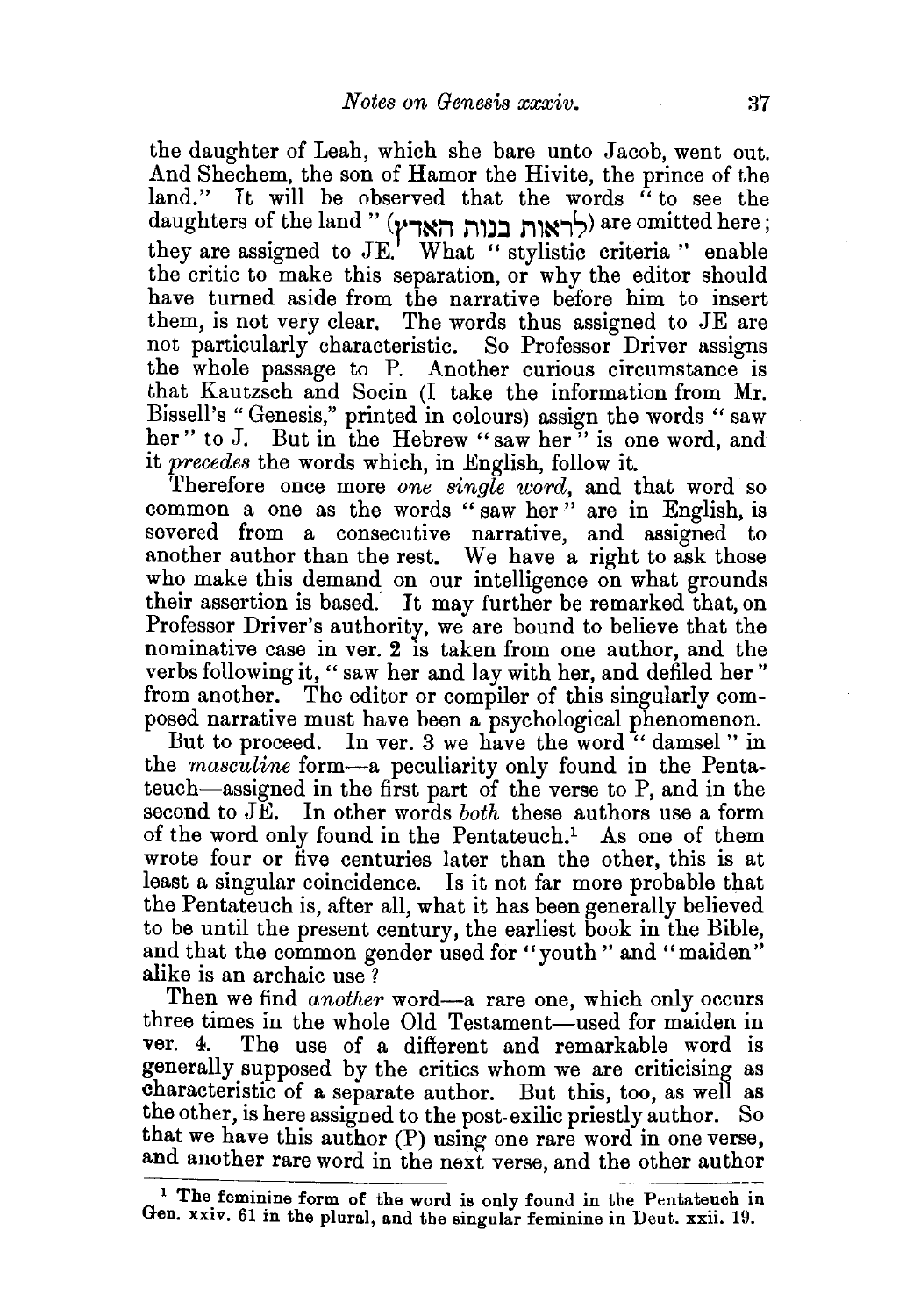the daughter of Leah, which she bare unto Jacob, went out. And Shechem, the son of Hamor the Hivite, the prince of the land." It will be observed that the words "to see the daughters of the land" (לראות בנות הארץ) are omitted here; they are assigned to JE. What "stylistic criteria" enable the critic to make this separation, or why the editor should have turned aside from the narrative before him to insert them, is not very clear. The words thus assigned to JE are not particularly characteristic. So Professor Driver assigns the whole passage to P. Another curious circumstance is that Kautzsch and Socin (I take the information from Mr. Bissell's "Genesis," printed in colours) assign the words "saw her" to J. But in the Hebrew "saw her" is one word, and it *precedes* the words which, in English, follow it.

Therefore once more *one single word*, and that word so common a one as the words "saw her" are in English, is severed from a consecutive narrative, and assigned to another author than the rest. We have a right to ask those who make this demand on our intelligence on what grounds their assertion is based. It may further be remarked that, on Professor Driver's authority, we are bound to believe that the nominative case in ver. 2 is taken from one author, and the verbs following it, "saw her and lay with her, and defiled her" from another. The editor or compiler of this singularly composed narrative must have been a psychological phenomenon.

But to proceed. In ver. 3 we have the word "damsel" in the *masculine* form—a peculiarity only found in the Pentateuch—assigned in the first part of the verse to P, and in the second to JE. In other words *both* these authors use a form of the word only found in the Pentateuch.[1] As one of them wrote four or five centuries later than the other, this is at least a singular coincidence. Is it not far more probable that the Pentateuch is, after all, what it has been generally believed to be until the present century, the earliest book in the Bible, and that the common gender used for "youth" and "maiden" alike is an archaic use?

Then we find *another* word—a rare one, which only occurs three times in the whole Old Testament—used for maiden in ver. 4. The use of a different and remarkable word is generally supposed by the critics whom we are criticising as characteristic of a separate author. But this, too, as well as the other, is here assigned to the post-exilic priestly author. So that we have this author (P) using one rare word in one verse, and another rare word in the next verse, and the other author

[1] The feminine form of the word is only found in the Pentateuch in Gen. xxiv. 61 in the plural, and the singular feminine in Deut. xxii. 19.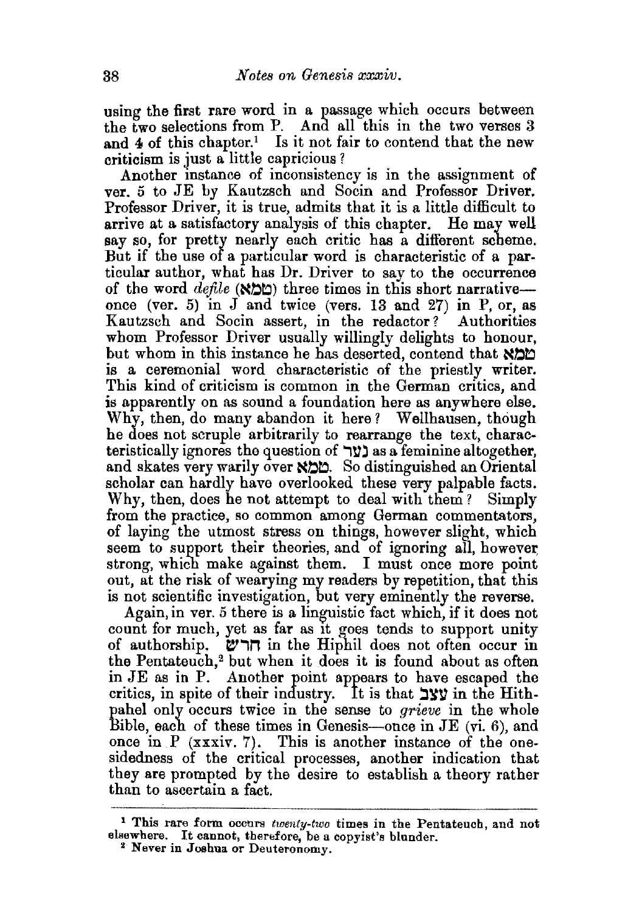using the first rare word in a passage which occurs between the two selections from P. And all this in the two verses 3 and 4 of this chapter.[1] Is it not fair to contend that the new criticism is just a little capricious?

Another instance of inconsistency is in the assignment of ver. 5 to JE by Kautzsch and Socin and Professor Driver. Professor Driver, it is true, admits that it is a little difficult to arrive at a satisfactory analysis of this chapter. He may well say so, for pretty nearly each critic has a different scheme. But if the use of a particular word is characteristic of a particular author, what has Dr. Driver to say to the occurrence of the word *defile* (טמא) three times in this short narrative—once (ver. 5) in J and twice (vers. 13 and 27) in P, or, as Kautzsch and Socin assert, in the redactor? Authorities whom Professor Driver usually willingly delights to honour, but whom in this instance he has deserted, contend that טמא is a ceremonial word characteristic of the priestly writer. This kind of criticism is common in the German critics, and is apparently on as sound a foundation here as anywhere else. Why, then, do many abandon it here? Wellhausen, though he does not scruple arbitrarily to rearrange the text, characteristically ignores the question of נער as a feminine altogether, and skates very warily over טמא. So distinguished an Oriental scholar can hardly have overlooked these very palpable facts. Why, then, does he not attempt to deal with them? Simply from the practice, so common among German commentators, of laying the utmost stress on things, however slight, which seem to support their theories, and of ignoring all, however strong, which make against them. I must once more point out, at the risk of wearying my readers by repetition, that this is not scientific investigation, but very eminently the reverse.

Again, in ver. 5 there is a linguistic fact which, if it does not count for much, yet as far as it goes tends to support unity of authorship. חרש in the Hiphil does not often occur in the Pentateuch,[2] but when it does it is found about as often in JE as in P. Another point appears to have escaped the critics, in spite of their industry. It is that עצב in the Hithpahel only occurs twice in the sense to *grieve* in the whole Bible, each of these times in Genesis—once in JE (vi. 6), and once in P (xxxiv. 7). This is another instance of the one-sidedness of the critical processes, another indication that they are prompted by the desire to establish a theory rather than to ascertain a fact.

---

[1] This rare form occurs *twenty-two* times in the Pentateuch, and not elsewhere. It cannot, therefore, be a copyist's blunder.

[2] Never in Joshua or Deuteronomy.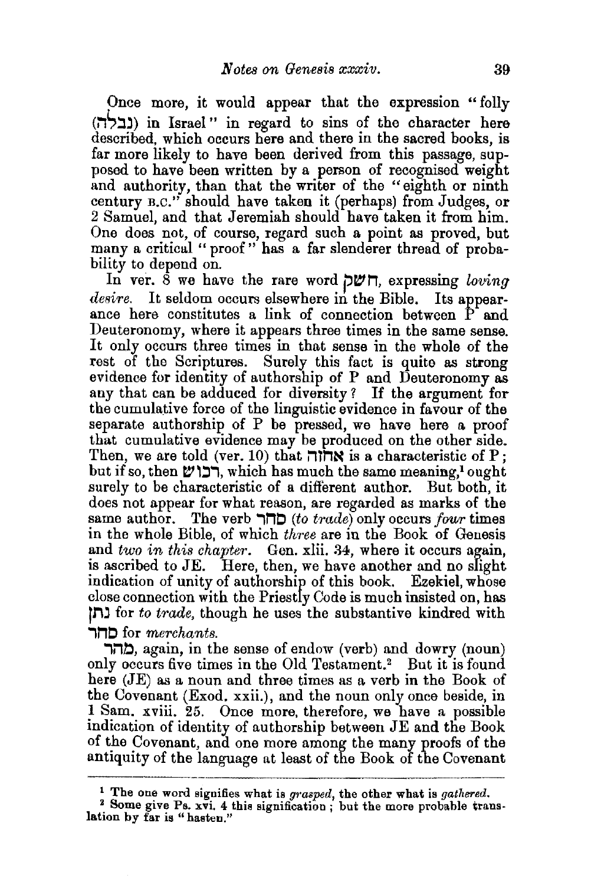Once more, it would appear that the expression "folly (נבלה) in Israel" in regard to sins of the character here described, which occurs here and there in the sacred books, is far more likely to have been derived from this passage, supposed to have been written by a person of recognised weight and authority, than that the writer of the "eighth or ninth century B.C." should have taken it (perhaps) from Judges, or 2 Samuel, and that Jeremiah should have taken it from him. One does not, of course, regard such a point as proved, but many a critical "proof" has a far slenderer thread of probability to depend on.

In ver. 8 we have the rare word חשק, expressing *loving desire.* It seldom occurs elsewhere in the Bible. Its appearance here constitutes a link of connection between P and Deuteronomy, where it appears three times in the same sense. It only occurs three times in that sense in the whole of the rest of the Scriptures. Surely this fact is quite as strong evidence for identity of authorship of P and Deuteronomy as any that can be adduced for diversity? If the argument for the cumulative force of the linguistic evidence in favour of the separate authorship of P be pressed, we have here a proof that cumulative evidence may be produced on the other side. Then, we are told (ver. 10) that אחוה is a characteristic of P; but if so, then רכוש, which has much the same meaning,[1] ought surely to be characteristic of a different author. But both, it does not appear for what reason, are regarded as marks of the same author. The verb סחר (*to trade*) only occurs *four* times in the whole Bible, of which *three* are in the Book of Genesis and *two in this chapter.* Gen. xlii. 34, where it occurs again, is ascribed to JE. Here, then, we have another and no slight indication of unity of authorship of this book. Ezekiel, whose close connection with the Priestly Code is much insisted on, has נתן for *to trade,* though he uses the substantive kindred with סחר for *merchants.*

מהר, again, in the sense of endow (verb) and dowry (noun) only occurs five times in the Old Testament.[2] But it is found here (JE) as a noun and three times as a verb in the Book of the Covenant (Exod. xxii.), and the noun only once beside, in 1 Sam. xviii. 25. Once more, therefore, we have a possible indication of identity of authorship between JE and the Book of the Covenant, and one more among the many proofs of the antiquity of the language at least of the Book of the Covenant

---

[1] The one word signifies what is *grasped,* the other what is *gathered.*

[2] Some give Ps. xvi. 4 this signification; but the more probable translation by far is "hasten."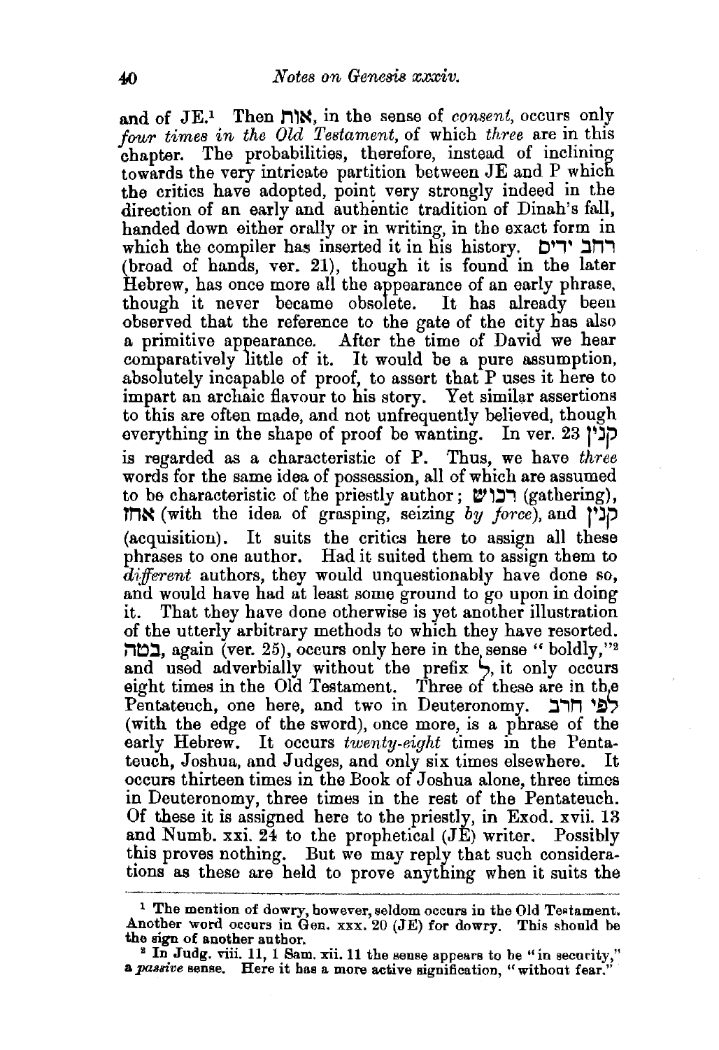and of JE.[1] Then אות, in the sense of *consent*, occurs only *four times in the Old Testament*, of which *three* are in this chapter. The probabilities, therefore, instead of inclining towards the very intricate partition between JE and P which the critics have adopted, point very strongly indeed in the direction of an early and authentic tradition of Dinah's fall, handed down either orally or in writing, in the exact form in which the compiler has inserted it in his history. רחב ידים (broad of hands, ver. 21), though it is found in the later Hebrew, has once more all the appearance of an early phrase, though it never became obsolete. It has already been observed that the reference to the gate of the city has also a primitive appearance. After the time of David we hear comparatively little of it. It would be a pure assumption, absolutely incapable of proof, to assert that P uses it here to impart an archaic flavour to his story. Yet similar assertions to this are often made, and not unfrequently believed, though everything in the shape of proof be wanting. In ver. 23 קנין is regarded as a characteristic of P. Thus, we have *three* words for the same idea of possession, all of which are assumed to be characteristic of the priestly author; רכוש (gathering), אחז (with the idea of grasping, seizing *by force*), and קנין (acquisition). It suits the critics here to assign all these phrases to one author. Had it suited them to assign them to *different* authors, they would unquestionably have done so, and would have had at least some ground to go upon in doing it. That they have done otherwise is yet another illustration of the utterly arbitrary methods to which they have resorted. בטח, again (ver. 25), occurs only here in the sense "boldly,"[2] and used adverbially without the prefix ל, it only occurs eight times in the Old Testament. Three of these are in the Pentateuch, one here, and two in Deuteronomy. לפי חרב (with the edge of the sword), once more, is a phrase of the early Hebrew. It occurs *twenty-eight* times in the Pentateuch, Joshua, and Judges, and only six times elsewhere. It occurs thirteen times in the Book of Joshua alone, three times in Deuteronomy, three times in the rest of the Pentateuch. Of these it is assigned here to the priestly, in Exod. xvii. 13 and Numb. xxi. 24 to the prophetical (JE) writer. Possibly this proves nothing. But we may reply that such considerations as these are held to prove anything when it suits the

---

[1] The mention of dowry, however, seldom occurs in the Old Testament. Another word occurs in Gen. xxx. 20 (JE) for dowry. This should be the sign of another author.

[2] In Judg. viii. 11, 1 Sam. xii. 11 the sense appears to be "in security," a *passive* sense. Here it has a more active signification, "without fear."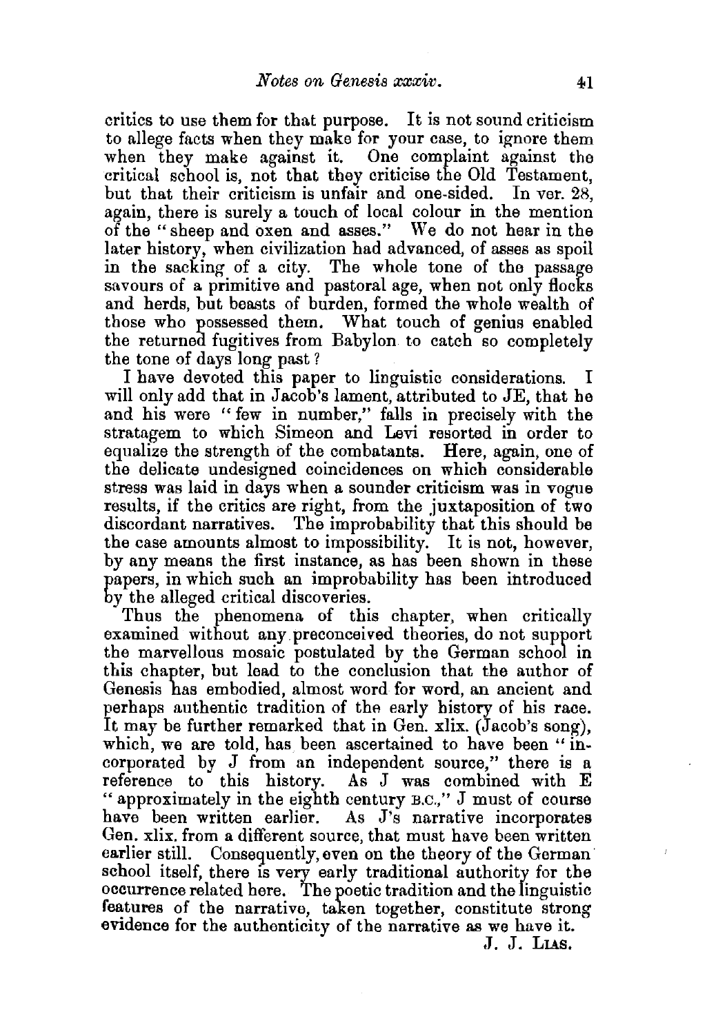critics to use them for that purpose. It is not sound criticism to allege facts when they make for your case, to ignore them when they make against it. One complaint against the critical school is, not that they criticise the Old Testament, but that their criticism is unfair and one-sided. In ver. 28, again, there is surely a touch of local colour in the mention of the "sheep and oxen and asses." We do not hear in the later history, when civilization had advanced, of asses as spoil in the sacking of a city. The whole tone of the passage savours of a primitive and pastoral age, when not only flocks and herds, but beasts of burden, formed the whole wealth of those who possessed them. What touch of genius enabled the returned fugitives from Babylon to catch so completely the tone of days long past?

I have devoted this paper to linguistic considerations. I will only add that in Jacob's lament, attributed to JE, that he and his were "few in number," falls in precisely with the stratagem to which Simeon and Levi resorted in order to equalize the strength of the combatants. Here, again, one of the delicate undesigned coincidences on which considerable stress was laid in days when a sounder criticism was in vogue results, if the critics are right, from the juxtaposition of two discordant narratives. The improbability that this should be the case amounts almost to impossibility. It is not, however, by any means the first instance, as has been shown in these papers, in which such an improbability has been introduced by the alleged critical discoveries.

Thus the phenomena of this chapter, when critically examined without any preconceived theories, do not support the marvellous mosaic postulated by the German school in this chapter, but lead to the conclusion that the author of Genesis has embodied, almost word for word, an ancient and perhaps authentic tradition of the early history of his race. It may be further remarked that in Gen. xlix. (Jacob's song), which, we are told, has been ascertained to have been "incorporated by J from an independent source," there is a reference to this history. As J was combined with E "approximately in the eighth century B.C.," J must of course have been written earlier. As J's narrative incorporates Gen. xlix. from a different source, that must have been written earlier still. Consequently, even on the theory of the German school itself, there is very early traditional authority for the occurrence related here. The poetic tradition and the linguistic features of the narrative, taken together, constitute strong evidence for the authenticity of the narrative as we have it.

J. J. LIAS.